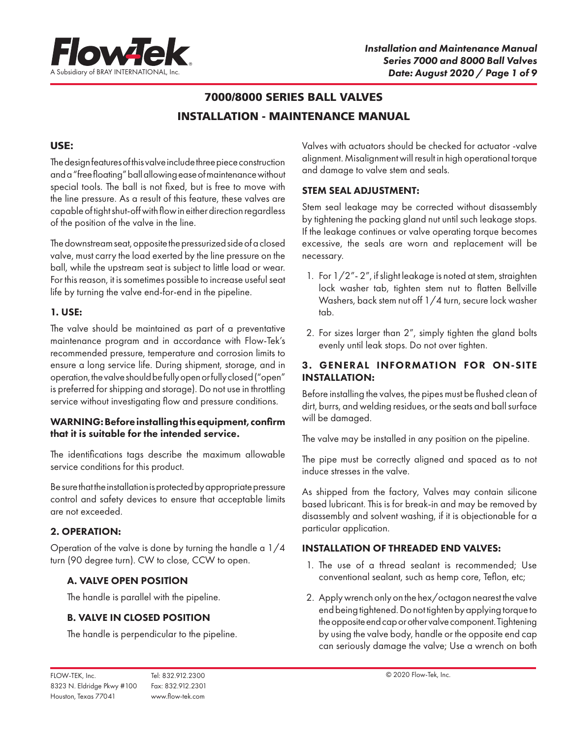# 7000/8000 SERIES BALL VALVES

# INSTALLATION - MAINTENANCE MANUAL

## USE:

The design features of this valve include three piece construction and a "free floating" ball allowing ease of maintenance without special tools. The ball is not fixed, but is free to move with the line pressure. As a result of this feature, these valves are capable of tight shut-off with flow in either direction regardless of the position of the valve in the line.

The downstream seat, opposite the pressurized side of a closed valve, must carry the load exerted by the line pressure on the ball, while the upstream seat is subject to little load or wear. For this reason, it is sometimes possible to increase useful seat life by turning the valve end-for-end in the pipeline.

## 1. USE:

The valve should be maintained as part of a preventative maintenance program and in accordance with Flow-Tek's recommended pressure, temperature and corrosion limits to ensure a long service life. During shipment, storage, and in operation, the valve should be fully open or fully closed ("open" is preferred for shipping and storage). Do not use in throttling service without investigating flow and pressure conditions.

**WARNING: Before installing this equipment, confirm that it is suitable for the intended service.**

The identifications tags describe the maximum allowable service conditions for this product.

Be sure that the installation is protected by appropriate pressure control and safety devices to ensure that acceptable limits are not exceeded.

## 2. OPERATION:

Operation of the valve is done by turning the handle a 1/4 turn (90 degree turn). CW to close, CCW to open.

### A. VALVE OPEN POSITION

The handle is parallel with the pipeline.

### B. VALVE IN CLOSED POSITION

The handle is perpendicular to the pipeline.

Valves with actuators should be checked for actuator -valve alignment. Misalignment will result in high operational torque and damage to valve stem and seals.

## STEM SEAL ADJUSTMENT:

Stem seal leakage may be corrected without disassembly by tightening the packing gland nut until such leakage stops. If the leakage continues or valve operating torque becomes excessive, the seals are worn and replacement will be necessary.

1. For 1/2"- 2", if slight leakage is noted at stem, straighten lock washer tab, tighten stem nut to flatten Bellville Washers, back stem nut off 1/4 turn, secure lock washer tab.
2. For sizes larger than 2", simply tighten the gland bolts evenly until leak stops. Do not over tighten.

## 3. GENERAL INFORMATION FOR ON-SITE INSTALLATION:

Before installing the valves, the pipes must be flushed clean of dirt, burrs, and welding residues, or the seats and ball surface will be damaged.

The valve may be installed in any position on the pipeline.

The pipe must be correctly aligned and spaced as to not induce stresses in the valve.

As shipped from the factory, Valves may contain silicone based lubricant. This is for break-in and may be removed by disassembly and solvent washing, if it is objectionable for a particular application.

## INSTALLATION OF THREADED END VALVES:

1. The use of a thread sealant is recommended; Use conventional sealant, such as hemp core, Teflon, etc;
2. Apply wrench only on the hex/octagon nearest the valve end being tightened. Do not tighten by applying torque to the opposite end cap or other valve component. Tightening by using the valve body, handle or the opposite end cap can seriously damage the valve; Use a wrench on both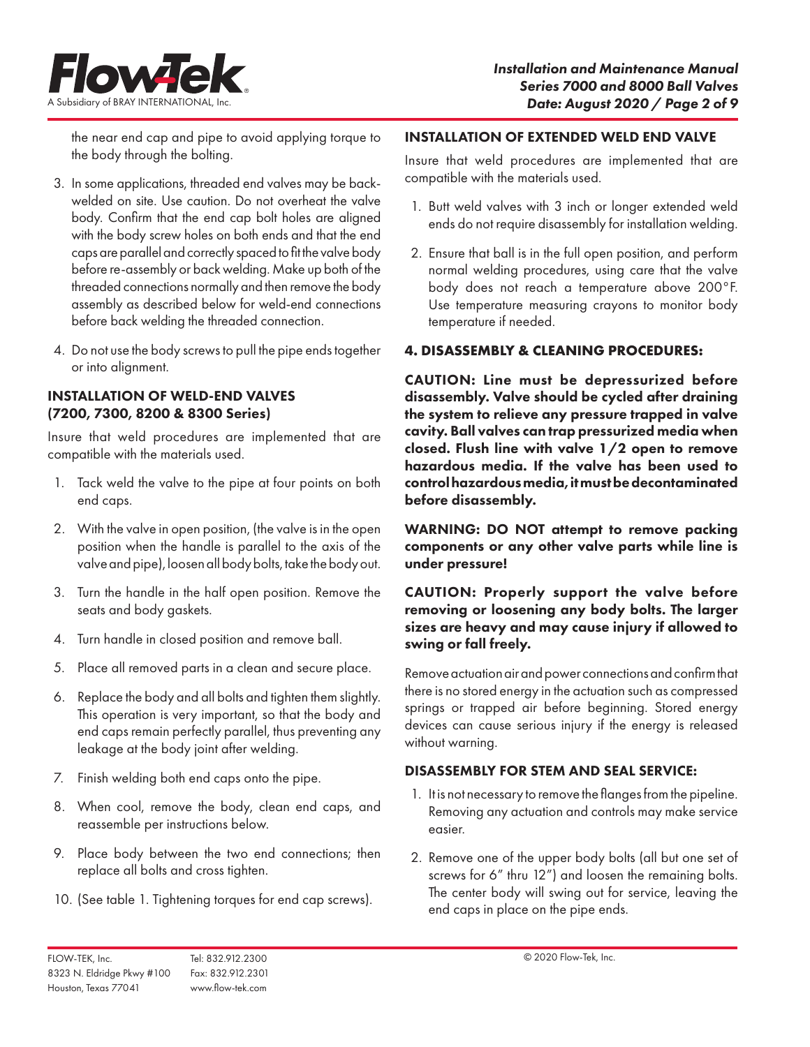the near end cap and pipe to avoid applying torque to the body through the bolting.

3. In some applications, threaded end valves may be back-welded on site. Use caution. Do not overheat the valve body. Confirm that the end cap bolt holes are aligned with the body screw holes on both ends and that the end caps are parallel and correctly spaced to fit the valve body before re-assembly or back welding. Make up both of the threaded connections normally and then remove the body assembly as described below for weld-end connections before back welding the threaded connection.
4. Do not use the body screws to pull the pipe ends together or into alignment.

### INSTALLATION OF WELD-END VALVES (7200, 7300, 8200 & 8300 Series)

Insure that weld procedures are implemented that are compatible with the materials used.

1. Tack weld the valve to the pipe at four points on both end caps.
2. With the valve in open position, (the valve is in the open position when the handle is parallel to the axis of the valve and pipe), loosen all body bolts, take the body out.
3. Turn the handle in the half open position. Remove the seats and body gaskets.
4. Turn handle in closed position and remove ball.
5. Place all removed parts in a clean and secure place.
6. Replace the body and all bolts and tighten them slightly. This operation is very important, so that the body and end caps remain perfectly parallel, thus preventing any leakage at the body joint after welding.
7. Finish welding both end caps onto the pipe.
8. When cool, remove the body, clean end caps, and reassemble per instructions below.
9. Place body between the two end connections; then replace all bolts and cross tighten.
10. (See table 1. Tightening torques for end cap screws).

### INSTALLATION OF EXTENDED WELD END VALVE

Insure that weld procedures are implemented that are compatible with the materials used.

1. Butt weld valves with 3 inch or longer extended weld ends do not require disassembly for installation welding.
2. Ensure that ball is in the full open position, and perform normal welding procedures, using care that the valve body does not reach a temperature above 200°F. Use temperature measuring crayons to monitor body temperature if needed.

## 4. DISASSEMBLY & CLEANING PROCEDURES:

**CAUTION: Line must be depressurized before disassembly. Valve should be cycled after draining the system to relieve any pressure trapped in valve cavity. Ball valves can trap pressurized media when closed. Flush line with valve 1/2 open to remove hazardous media. If the valve has been used to control hazardous media, it must be decontaminated before disassembly.**

**WARNING: DO NOT attempt to remove packing components or any other valve parts while line is under pressure!**

**CAUTION: Properly support the valve before removing or loosening any body bolts. The larger sizes are heavy and may cause injury if allowed to swing or fall freely.**

Remove actuation air and power connections and confirm that there is no stored energy in the actuation such as compressed springs or trapped air before beginning. Stored energy devices can cause serious injury if the energy is released without warning.

### DISASSEMBLY FOR STEM AND SEAL SERVICE:

1. It is not necessary to remove the flanges from the pipeline. Removing any actuation and controls may make service easier.
2. Remove one of the upper body bolts (all but one set of screws for 6" thru 12") and loosen the remaining bolts. The center body will swing out for service, leaving the end caps in place on the pipe ends.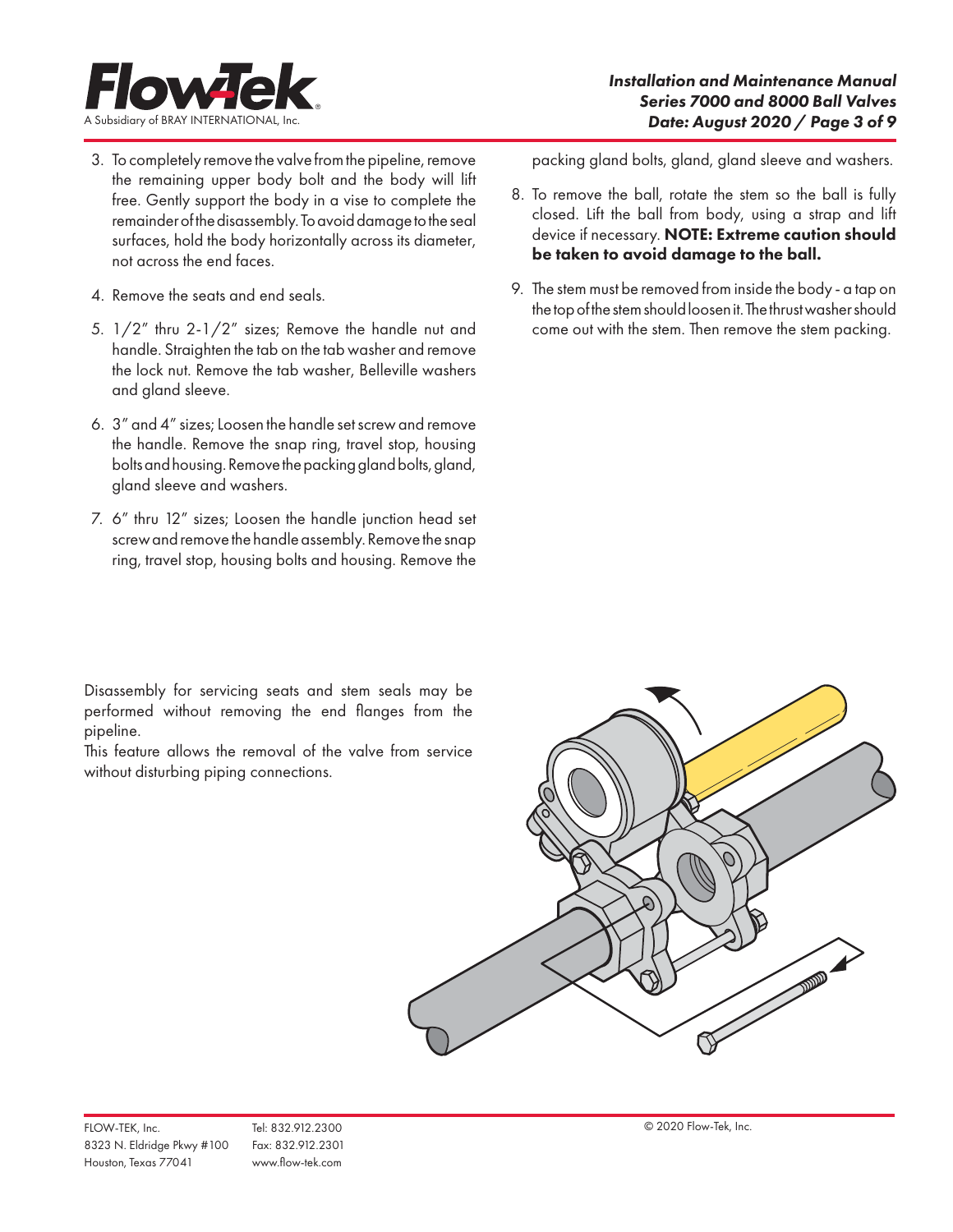3. To completely remove the valve from the pipeline, remove the remaining upper body bolt and the body will lift free. Gently support the body in a vise to complete the remainder of the disassembly. To avoid damage to the seal surfaces, hold the body horizontally across its diameter, not across the end faces.

4. Remove the seats and end seals.

5. 1/2" thru 2-1/2" sizes; Remove the handle nut and handle. Straighten the tab on the tab washer and remove the lock nut. Remove the tab washer, Belleville washers and gland sleeve.

6. 3" and 4" sizes; Loosen the handle set screw and remove the handle. Remove the snap ring, travel stop, housing bolts and housing. Remove the packing gland bolts, gland, gland sleeve and washers.

7. 6" thru 12" sizes; Loosen the handle junction head set screw and remove the handle assembly. Remove the snap ring, travel stop, housing bolts and housing. Remove the packing gland bolts, gland, gland sleeve and washers.

8. To remove the ball, rotate the stem so the ball is fully closed. Lift the ball from body, using a strap and lift device if necessary. **NOTE: Extreme caution should be taken to avoid damage to the ball.**

9. The stem must be removed from inside the body - a tap on the top of the stem should loosen it. The thrust washer should come out with the stem. Then remove the stem packing.

Disassembly for servicing seats and stem seals may be performed without removing the end flanges from the pipeline.

This feature allows the removal of the valve from service without disturbing piping connections.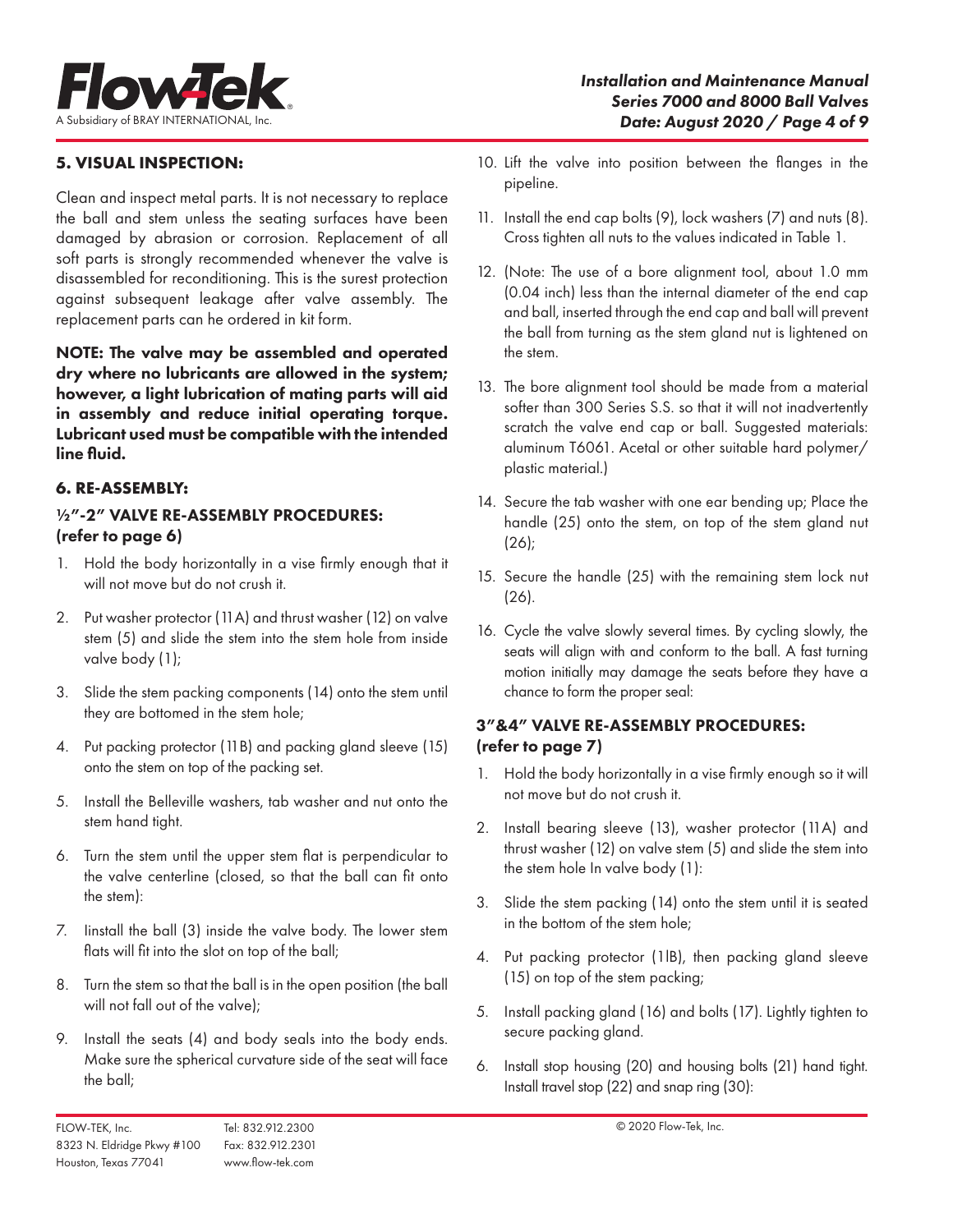## 5. VISUAL INSPECTION:

Clean and inspect metal parts. It is not necessary to replace the ball and stem unless the seating surfaces have been damaged by abrasion or corrosion. Replacement of all soft parts is strongly recommended whenever the valve is disassembled for reconditioning. This is the surest protection against subsequent leakage after valve assembly. The replacement parts can he ordered in kit form.

**NOTE: The valve may be assembled and operated dry where no lubricants are allowed in the system; however, a light lubrication of mating parts will aid in assembly and reduce initial operating torque. Lubricant used must be compatible with the intended line fluid.**

## 6. RE-ASSEMBLY:

### ½"-2" VALVE RE-ASSEMBLY PROCEDURES: (refer to page 6)

1. Hold the body horizontally in a vise firmly enough that it will not move but do not crush it.
2. Put washer protector (11A) and thrust washer (12) on valve stem (5) and slide the stem into the stem hole from inside valve body (1);
3. Slide the stem packing components (14) onto the stem until they are bottomed in the stem hole;
4. Put packing protector (11B) and packing gland sleeve (15) onto the stem on top of the packing set.
5. Install the Belleville washers, tab washer and nut onto the stem hand tight.
6. Turn the stem until the upper stem flat is perpendicular to the valve centerline (closed, so that the ball can fit onto the stem):
7. Iinstall the ball (3) inside the valve body. The lower stem flats will fit into the slot on top of the ball;
8. Turn the stem so that the ball is in the open position (the ball will not fall out of the valve);
9. Install the seats (4) and body seals into the body ends. Make sure the spherical curvature side of the seat will face the ball;
10. Lift the valve into position between the flanges in the pipeline.
11. Install the end cap bolts (9), lock washers (7) and nuts (8). Cross tighten all nuts to the values indicated in Table 1.
12. (Note: The use of a bore alignment tool, about 1.0 mm (0.04 inch) less than the internal diameter of the end cap and ball, inserted through the end cap and ball will prevent the ball from turning as the stem gland nut is lightened on the stem.
13. The bore alignment tool should be made from a material softer than 300 Series S.S. so that it will not inadvertently scratch the valve end cap or ball. Suggested materials: aluminum T6061. Acetal or other suitable hard polymer/plastic material.)
14. Secure the tab washer with one ear bending up; Place the handle (25) onto the stem, on top of the stem gland nut (26);
15. Secure the handle (25) with the remaining stem lock nut (26).
16. Cycle the valve slowly several times. By cycling slowly, the seats will align with and conform to the ball. A fast turning motion initially may damage the seats before they have a chance to form the proper seal:

### 3"&4" VALVE RE-ASSEMBLY PROCEDURES: (refer to page 7)

1. Hold the body horizontally in a vise firmly enough so it will not move but do not crush it.
2. Install bearing sleeve (13), washer protector (11A) and thrust washer (12) on valve stem (5) and slide the stem into the stem hole In valve body (1):
3. Slide the stem packing (14) onto the stem until it is seated in the bottom of the stem hole;
4. Put packing protector (1lB), then packing gland sleeve (15) on top of the stem packing;
5. Install packing gland (16) and bolts (17). Lightly tighten to secure packing gland.
6. Install stop housing (20) and housing bolts (21) hand tight. Install travel stop (22) and snap ring (30):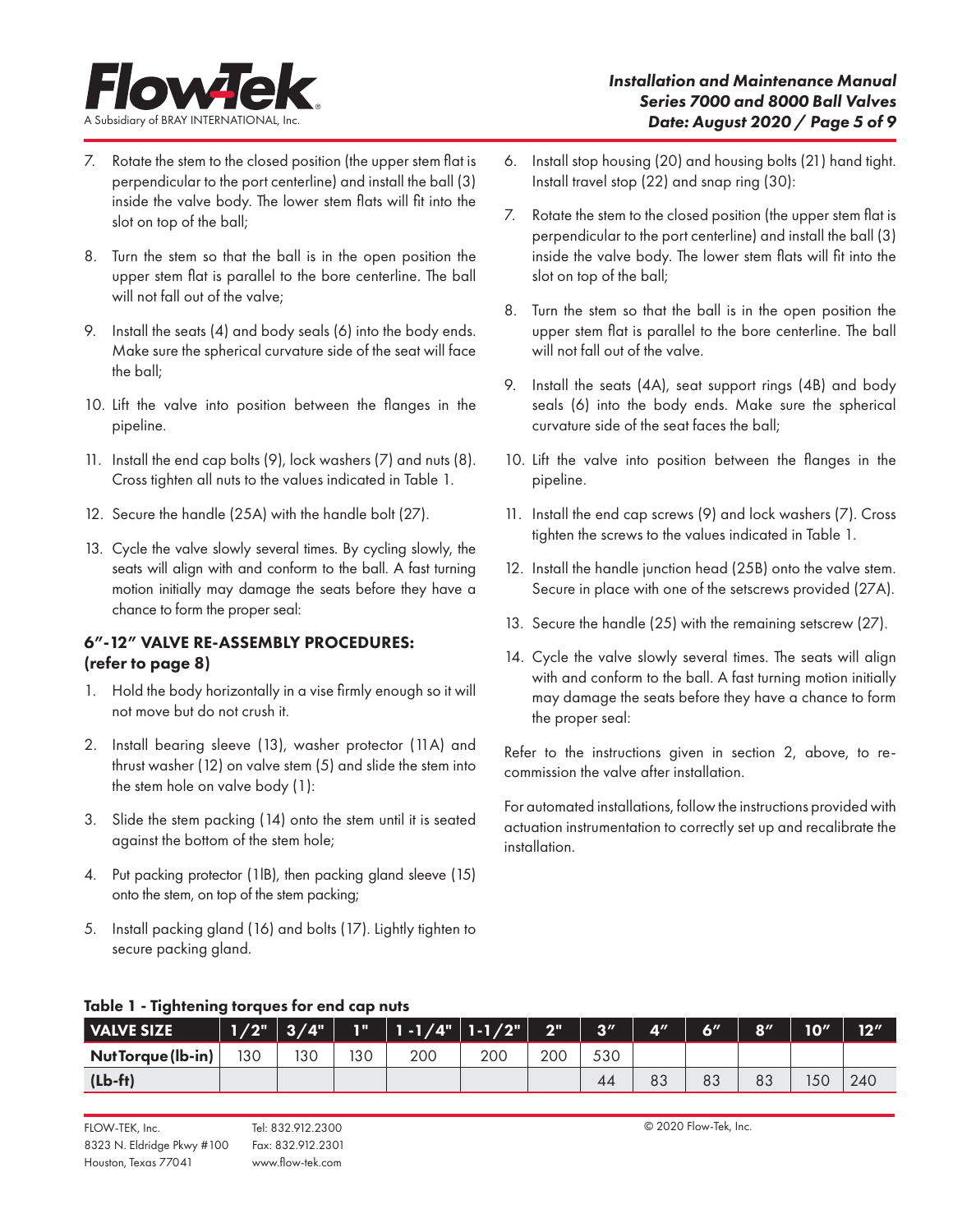7. Rotate the stem to the closed position (the upper stem flat is perpendicular to the port centerline) and install the ball (3) inside the valve body. The lower stem flats will fit into the slot on top of the ball;

8. Turn the stem so that the ball is in the open position the upper stem flat is parallel to the bore centerline. The ball will not fall out of the valve;

9. Install the seats (4) and body seals (6) into the body ends. Make sure the spherical curvature side of the seat will face the ball;

10. Lift the valve into position between the flanges in the pipeline.

11. Install the end cap bolts (9), lock washers (7) and nuts (8). Cross tighten all nuts to the values indicated in Table 1.

12. Secure the handle (25A) with the handle bolt (27).

13. Cycle the valve slowly several times. By cycling slowly, the seats will align with and conform to the ball. A fast turning motion initially may damage the seats before they have a chance to form the proper seal:

### 6"-12" VALVE RE-ASSEMBLY PROCEDURES: (refer to page 8)

1. Hold the body horizontally in a vise firmly enough so it will not move but do not crush it.

2. Install bearing sleeve (13), washer protector (11A) and thrust washer (12) on valve stem (5) and slide the stem into the stem hole on valve body (1):

3. Slide the stem packing (14) onto the stem until it is seated against the bottom of the stem hole;

4. Put packing protector (11B), then packing gland sleeve (15) onto the stem, on top of the stem packing;

5. Install packing gland (16) and bolts (17). Lightly tighten to secure packing gland.

6. Install stop housing (20) and housing bolts (21) hand tight. Install travel stop (22) and snap ring (30):

7. Rotate the stem to the closed position (the upper stem flat is perpendicular to the port centerline) and install the ball (3) inside the valve body. The lower stem flats will fit into the slot on top of the ball;

8. Turn the stem so that the ball is in the open position the upper stem flat is parallel to the bore centerline. The ball will not fall out of the valve.

9. Install the seats (4A), seat support rings (4B) and body seals (6) into the body ends. Make sure the spherical curvature side of the seat faces the ball;

10. Lift the valve into position between the flanges in the pipeline.

11. Install the end cap screws (9) and lock washers (7). Cross tighten the screws to the values indicated in Table 1.

12. Install the handle junction head (25B) onto the valve stem. Secure in place with one of the setscrews provided (27A).

13. Secure the handle (25) with the remaining setscrew (27).

14. Cycle the valve slowly several times. The seats will align with and conform to the ball. A fast turning motion initially may damage the seats before they have a chance to form the proper seal:

Refer to the instructions given in section 2, above, to re-commission the valve after installation.

For automated installations, follow the instructions provided with actuation instrumentation to correctly set up and recalibrate the installation.

**Table 1 - Tightening torques for end cap nuts**

| VALVE SIZE | 1/2" | 3/4" | 1" | 1-1/4" | 1-1/2" | 2" | 3" | 4" | 6" | 8" | 10" | 12" |
|---|---|---|---|---|---|---|---|---|---|---|---|---|
| Nut Torque (lb-in) | 130 | 130 | 130 | 200 | 200 | 200 | 530 | | | | | |
| (Lb-ft) | | | | | | | 44 | 83 | 83 | 83 | 150 | 240 |

FLOW-TEK, Inc.
8323 N. Eldridge Pkwy #100
Houston, Texas 77041

Tel: 832.912.2300
Fax: 832.912.2301
www.flow-tek.com

© 2020 Flow-Tek, Inc.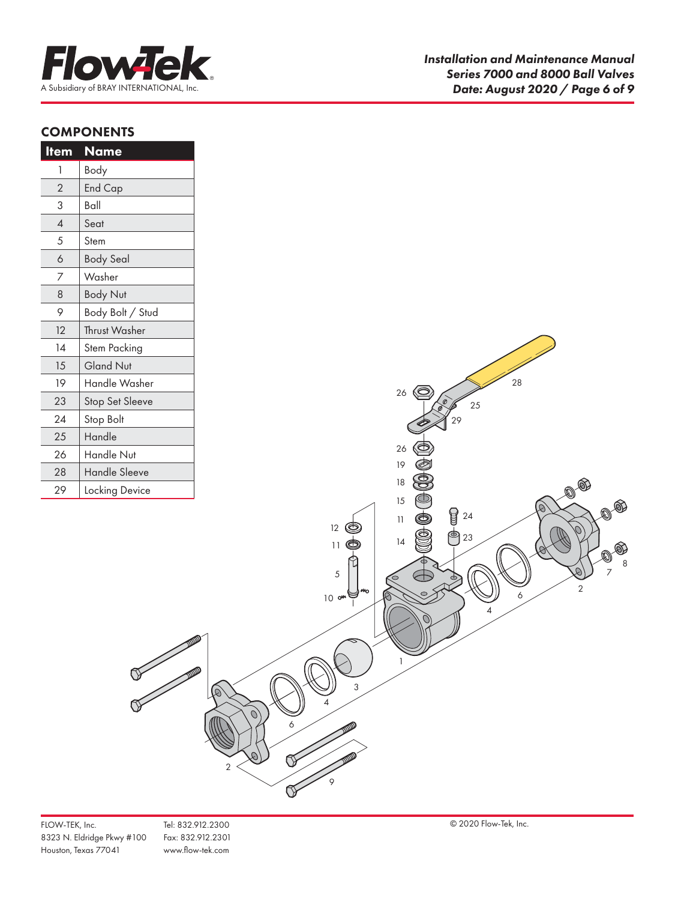## COMPONENTS

| Item | Name |
|---|---|
| 1 | Body |
| 2 | End Cap |
| 3 | Ball |
| 4 | Seat |
| 5 | Stem |
| 6 | Body Seal |
| 7 | Washer |
| 8 | Body Nut |
| 9 | Body Bolt / Stud |
| 12 | Thrust Washer |
| 14 | Stem Packing |
| 15 | Gland Nut |
| 19 | Handle Washer |
| 23 | Stop Set Sleeve |
| 24 | Stop Bolt |
| 25 | Handle |
| 26 | Handle Nut |
| 28 | Handle Sleeve |
| 29 | Locking Device |

FLOW-TEK, Inc.
8323 N. Eldridge Pkwy #100
Houston, Texas 77041

Tel: 832.912.2300
Fax: 832.912.2301
www.flow-tek.com

© 2020 Flow-Tek, Inc.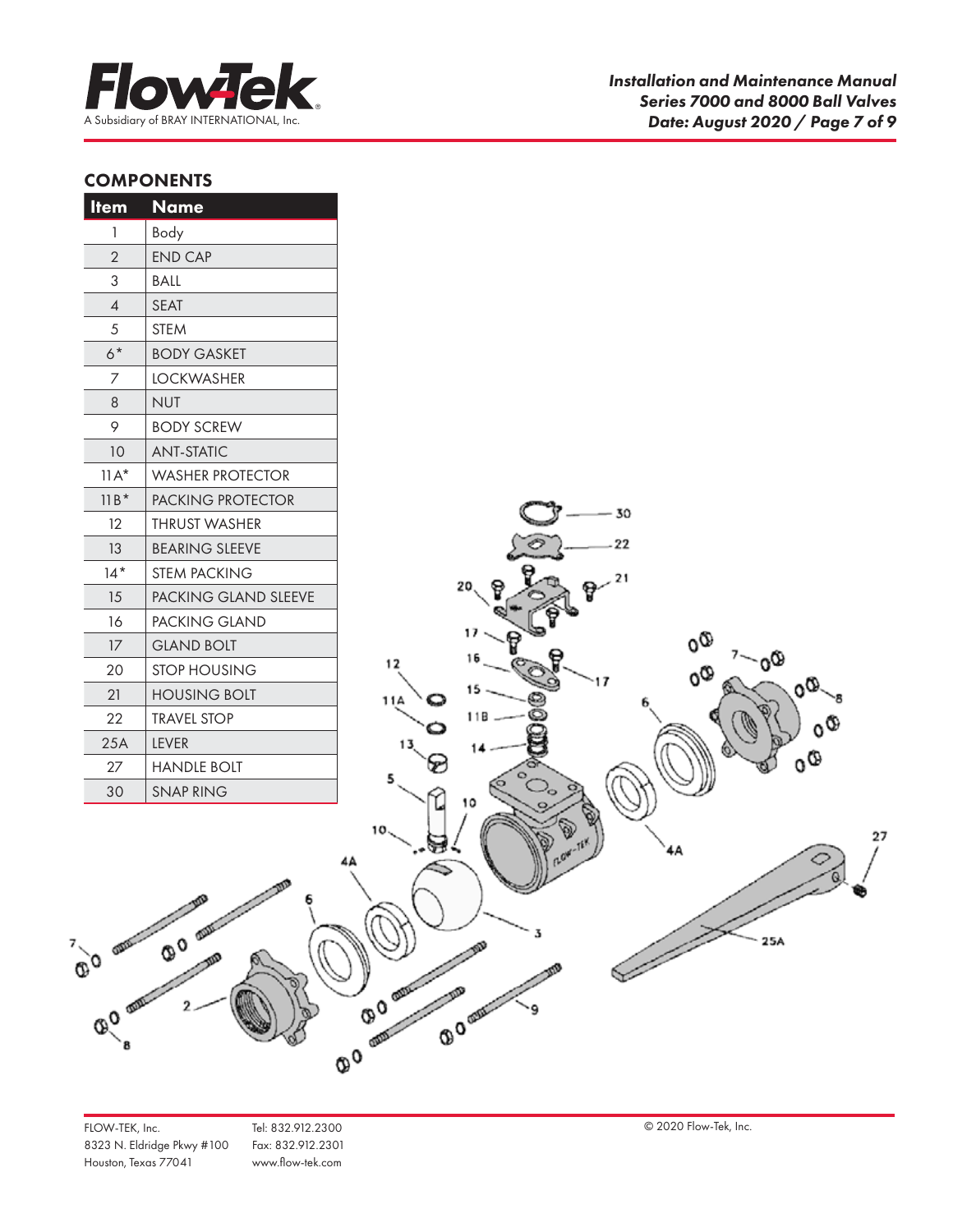## COMPONENTS

| Item | Name |
|---|---|
| 1 | Body |
| 2 | END CAP |
| 3 | BALL |
| 4 | SEAT |
| 5 | STEM |
| 6* | BODY GASKET |
| 7 | LOCKWASHER |
| 8 | NUT |
| 9 | BODY SCREW |
| 10 | ANT-STATIC |
| 11A* | WASHER PROTECTOR |
| 11B* | PACKING PROTECTOR |
| 12 | THRUST WASHER |
| 13 | BEARING SLEEVE |
| 14* | STEM PACKING |
| 15 | PACKING GLAND SLEEVE |
| 16 | PACKING GLAND |
| 17 | GLAND BOLT |
| 20 | STOP HOUSING |
| 21 | HOUSING BOLT |
| 22 | TRAVEL STOP |
| 25A | LEVER |
| 27 | HANDLE BOLT |
| 30 | SNAP RING |

FLOW-TEK, Inc.
8323 N. Eldridge Pkwy #100
Houston, Texas 77041

Tel: 832.912.2300
Fax: 832.912.2301
www.flow-tek.com

© 2020 Flow-Tek, Inc.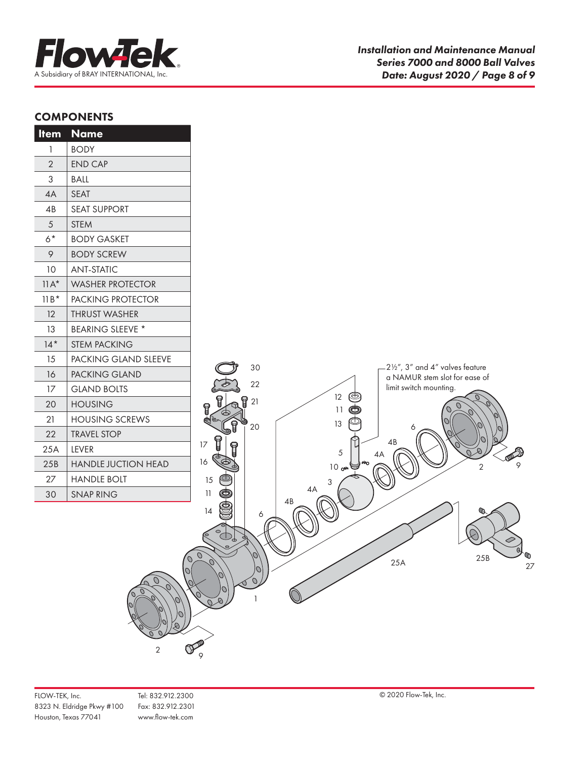## COMPONENTS

| Item | Name |
|---|---|
| 1 | BODY |
| 2 | END CAP |
| 3 | BALL |
| 4A | SEAT |
| 4B | SEAT SUPPORT |
| 5 | STEM |
| 6* | BODY GASKET |
| 9 | BODY SCREW |
| 10 | ANT-STATIC |
| 11A* | WASHER PROTECTOR |
| 11B* | PACKING PROTECTOR |
| 12 | THRUST WASHER |
| 13 | BEARING SLEEVE * |
| 14* | STEM PACKING |
| 15 | PACKING GLAND SLEEVE |
| 16 | PACKING GLAND |
| 17 | GLAND BOLTS |
| 20 | HOUSING |
| 21 | HOUSING SCREWS |
| 22 | TRAVEL STOP |
| 25A | LEVER |
| 25B | HANDLE JUCTION HEAD |
| 27 | HANDLE BOLT |
| 30 | SNAP RING |

2½", 3" and 4" valves feature a NAMUR stem slot for ease of limit switch mounting.

FLOW-TEK, Inc.
8323 N. Eldridge Pkwy #100
Houston, Texas 77041

Tel: 832.912.2300
Fax: 832.912.2301
www.flow-tek.com

© 2020 Flow-Tek, Inc.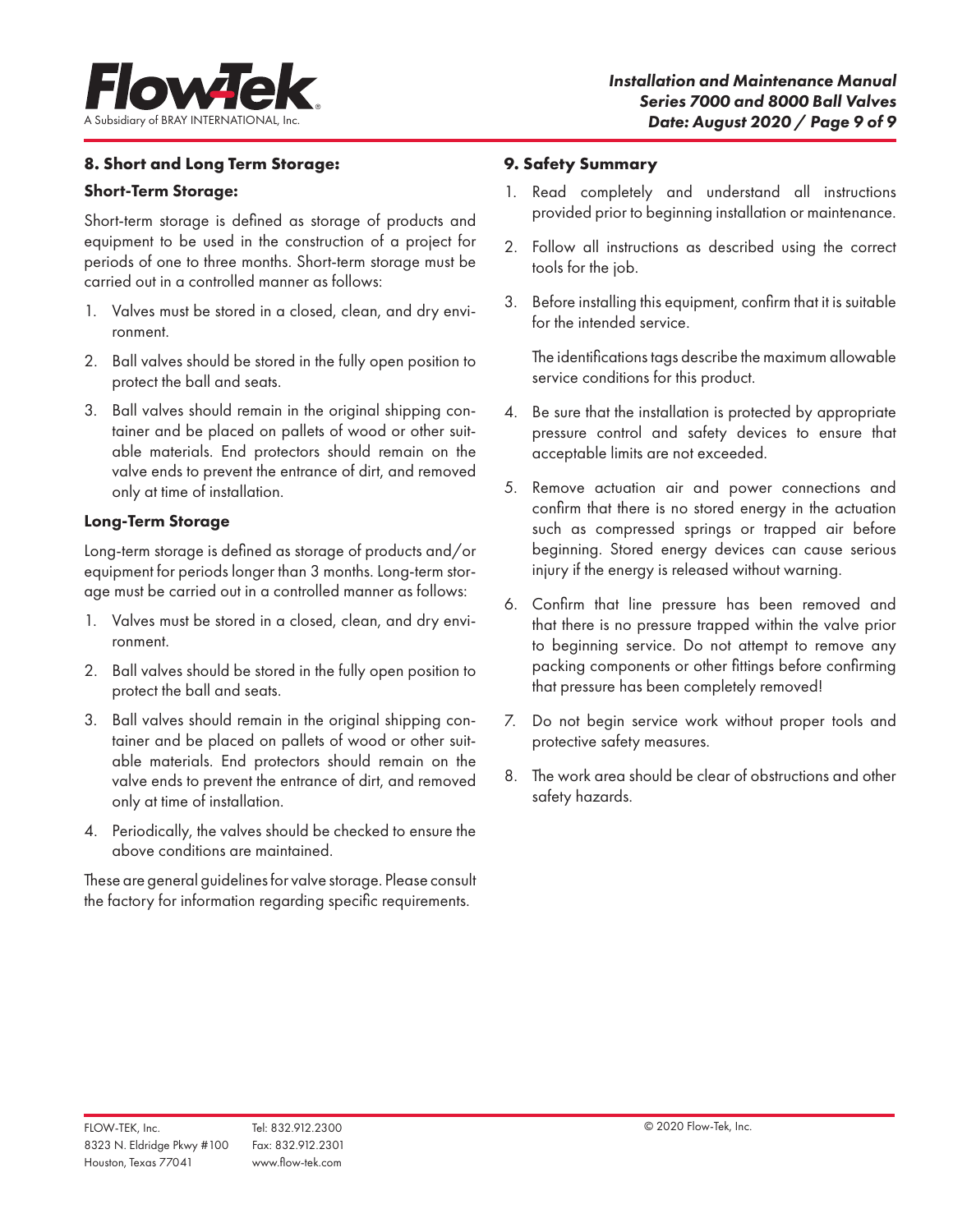## 8. Short and Long Term Storage:

### Short-Term Storage:

Short-term storage is defined as storage of products and equipment to be used in the construction of a project for periods of one to three months. Short-term storage must be carried out in a controlled manner as follows:

1. Valves must be stored in a closed, clean, and dry environment.
2. Ball valves should be stored in the fully open position to protect the ball and seats.
3. Ball valves should remain in the original shipping container and be placed on pallets of wood or other suitable materials. End protectors should remain on the valve ends to prevent the entrance of dirt, and removed only at time of installation.

### Long-Term Storage

Long-term storage is defined as storage of products and/or equipment for periods longer than 3 months. Long-term storage must be carried out in a controlled manner as follows:

1. Valves must be stored in a closed, clean, and dry environment.
2. Ball valves should be stored in the fully open position to protect the ball and seats.
3. Ball valves should remain in the original shipping container and be placed on pallets of wood or other suitable materials. End protectors should remain on the valve ends to prevent the entrance of dirt, and removed only at time of installation.
4. Periodically, the valves should be checked to ensure the above conditions are maintained.

These are general guidelines for valve storage. Please consult the factory for information regarding specific requirements.

## 9. Safety Summary

1. Read completely and understand all instructions provided prior to beginning installation or maintenance.
2. Follow all instructions as described using the correct tools for the job.
3. Before installing this equipment, confirm that it is suitable for the intended service.

   The identifications tags describe the maximum allowable service conditions for this product.
4. Be sure that the installation is protected by appropriate pressure control and safety devices to ensure that acceptable limits are not exceeded.
5. Remove actuation air and power connections and confirm that there is no stored energy in the actuation such as compressed springs or trapped air before beginning. Stored energy devices can cause serious injury if the energy is released without warning.
6. Confirm that line pressure has been removed and that there is no pressure trapped within the valve prior to beginning service. Do not attempt to remove any packing components or other fittings before confirming that pressure has been completely removed!
7. Do not begin service work without proper tools and protective safety measures.
8. The work area should be clear of obstructions and other safety hazards.